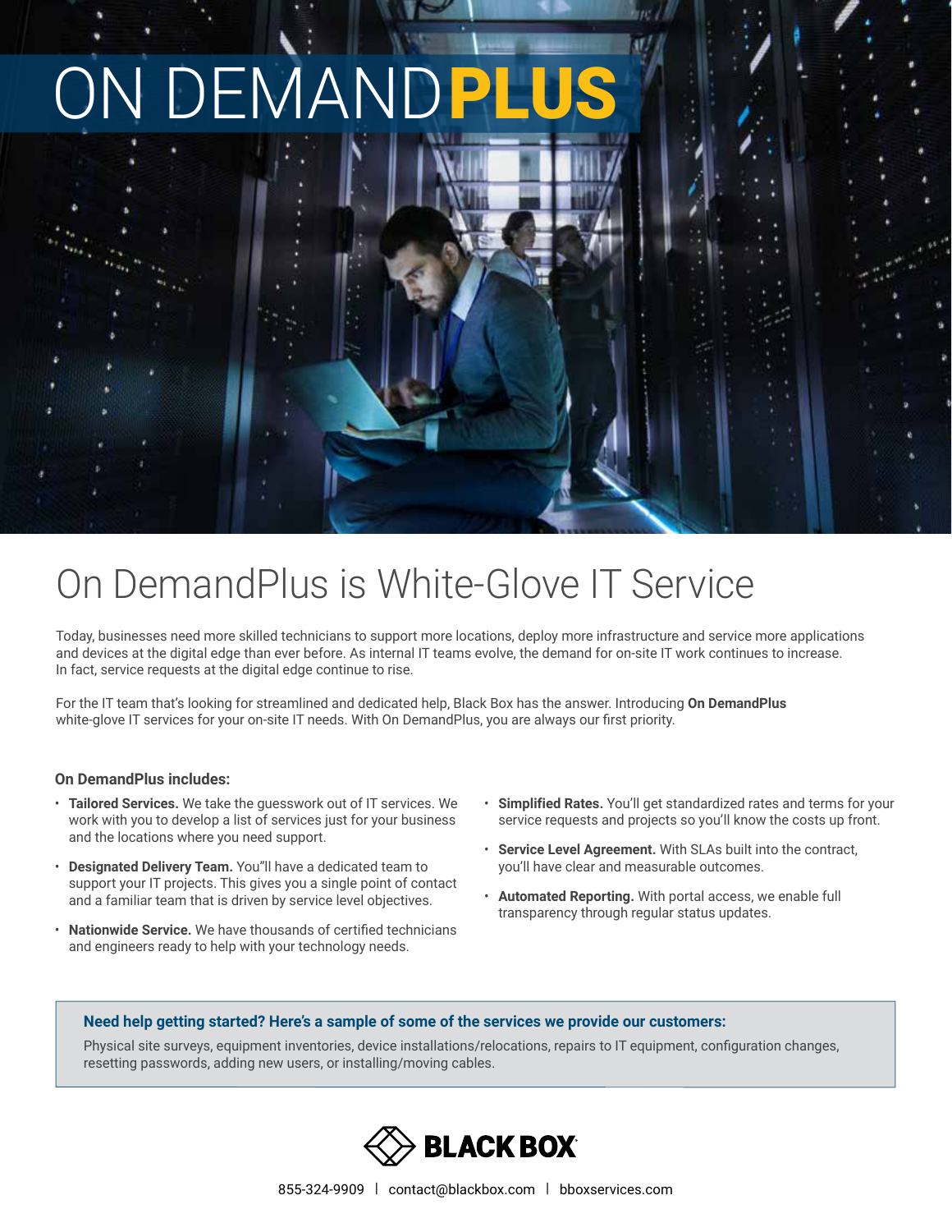# ON DEMANDPLUS

## On DemandPlus is White-Glove IT Service

Today, businesses need more skilled technicians to support more locations, deploy more infrastructure and service more applications and devices at the digital edge than ever before. As internal IT teams evolve, the demand for on-site IT work continues to increase. In fact, service requests at the digital edge continue to rise.

For the IT team that's looking for streamlined and dedicated help, Black Box has the answer. Introducing **On DemandPlus** white-glove IT services for your on-site IT needs. With On DemandPlus, you are always our first priority.

### On DemandPlus includes:

- **Tailored Services.** We take the guesswork out of IT services. We work with you to develop a list of services just for your business and the locations where you need support.
- **Designated Delivery Team.** You"ll have a dedicated team to support your IT projects. This gives you a single point of contact and a familiar team that is driven by service level objectives.
- **Nationwide Service.** We have thousands of certified technicians and engineers ready to help with your technology needs.
- **Simplified Rates.** You'll get standardized rates and terms for your service requests and projects so you'll know the costs up front.
- **Service Level Agreement.** With SLAs built into the contract, you'll have clear and measurable outcomes.
- **Automated Reporting.** With portal access, we enable full transparency through regular status updates.

**Need help getting started? Here's a sample of some of the services we provide our customers:**

Physical site surveys, equipment inventories, device installations/relocations, repairs to IT equipment, configuration changes, resetting passwords, adding new users, or installing/moving cables.

BLACK BOX

855-324-9909 | contact@blackbox.com | bboxservices.com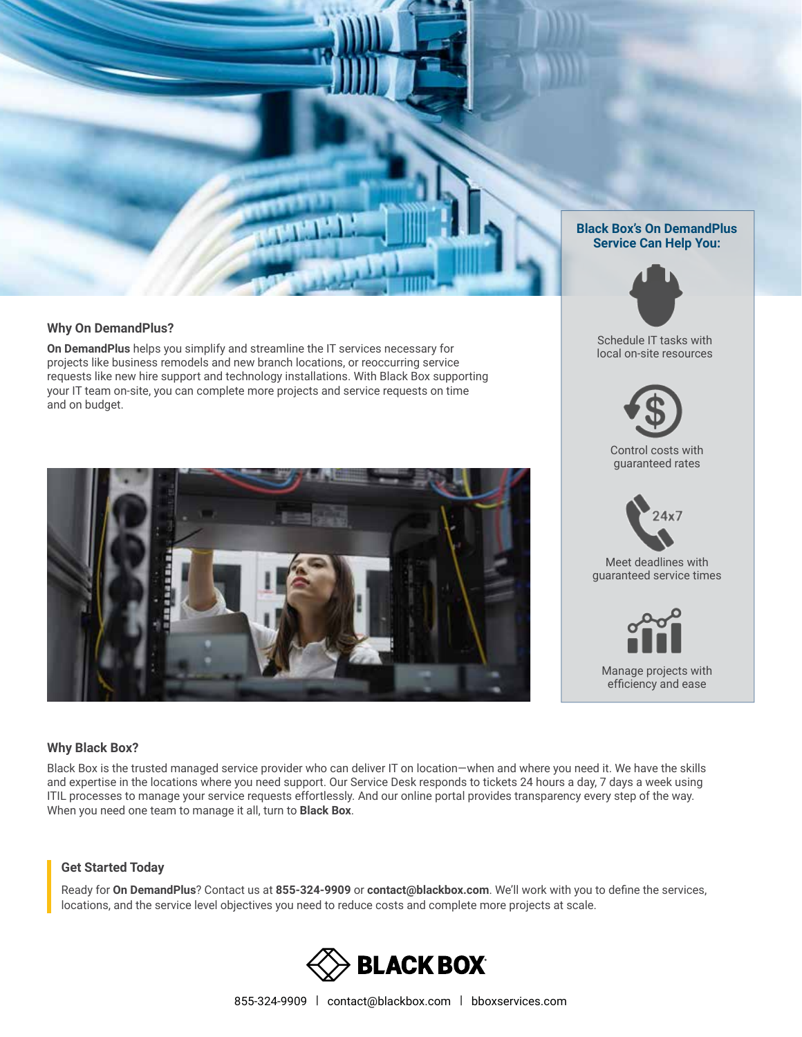## Why On DemandPlus?

**On DemandPlus** helps you simplify and streamline the IT services necessary for projects like business remodels and new branch locations, or reoccurring service requests like new hire support and technology installations. With Black Box supporting your IT team on-site, you can complete more projects and service requests on time and on budget.

### Black Box's On DemandPlus Service Can Help You:

- Schedule IT tasks with local on-site resources
- Control costs with guaranteed rates
- Meet deadlines with guaranteed service times
- Manage projects with efficiency and ease

## Why Black Box?

Black Box is the trusted managed service provider who can deliver IT on location—when and where you need it. We have the skills and expertise in the locations where you need support. Our Service Desk responds to tickets 24 hours a day, 7 days a week using ITIL processes to manage your service requests effortlessly. And our online portal provides transparency every step of the way. When you need one team to manage it all, turn to **Black Box**.

## Get Started Today

Ready for **On DemandPlus**? Contact us at **855-324-9909** or **contact@blackbox.com**. We'll work with you to define the services, locations, and the service level objectives you need to reduce costs and complete more projects at scale.

BLACK BOX

855-324-9909 | contact@blackbox.com | bboxservices.com